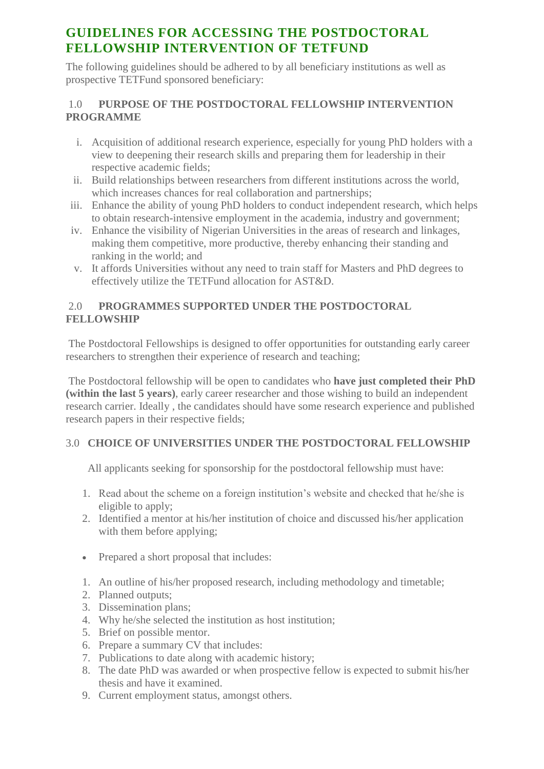# GUIDELINES FOR ACCESSING THE POSTDOCTORAL FELLOWSHIP INTERVENTION OF TETFUND

The following guidelines should be adhered to by all beneficiary institutions as well as prospective TETFund sponsored beneficiary:

## 1.0 PURPOSE OF THE POSTDOCTORAL FELLOWSHIP INTERVENTION PROGRAMME

i. Acquisition of additional research experience, especially for young PhD holders with a view to deepening their research skills and preparing them for leadership in their respective academic fields;

ii. Build relationships between researchers from different institutions across the world, which increases chances for real collaboration and partnerships;

iii. Enhance the ability of young PhD holders to conduct independent research, which helps to obtain research-intensive employment in the academia, industry and government;

iv. Enhance the visibility of Nigerian Universities in the areas of research and linkages, making them competitive, more productive, thereby enhancing their standing and ranking in the world; and

v. It affords Universities without any need to train staff for Masters and PhD degrees to effectively utilize the TETFund allocation for AST&D.

## 2.0 PROGRAMMES SUPPORTED UNDER THE POSTDOCTORAL FELLOWSHIP

The Postdoctoral Fellowships is designed to offer opportunities for outstanding early career researchers to strengthen their experience of research and teaching;

The Postdoctoral fellowship will be open to candidates who **have just completed their PhD (within the last 5 years)**, early career researcher and those wishing to build an independent research carrier. Ideally , the candidates should have some research experience and published research papers in their respective fields;

## 3.0 CHOICE OF UNIVERSITIES UNDER THE POSTDOCTORAL FELLOWSHIP

All applicants seeking for sponsorship for the postdoctoral fellowship must have:

1. Read about the scheme on a foreign institution's website and checked that he/she is eligible to apply;
2. Identified a mentor at his/her institution of choice and discussed his/her application with them before applying;

- Prepared a short proposal that includes:

1. An outline of his/her proposed research, including methodology and timetable;
2. Planned outputs;
3. Dissemination plans;
4. Why he/she selected the institution as host institution;
5. Brief on possible mentor.
6. Prepare a summary CV that includes:
7. Publications to date along with academic history;
8. The date PhD was awarded or when prospective fellow is expected to submit his/her thesis and have it examined.
9. Current employment status, amongst others.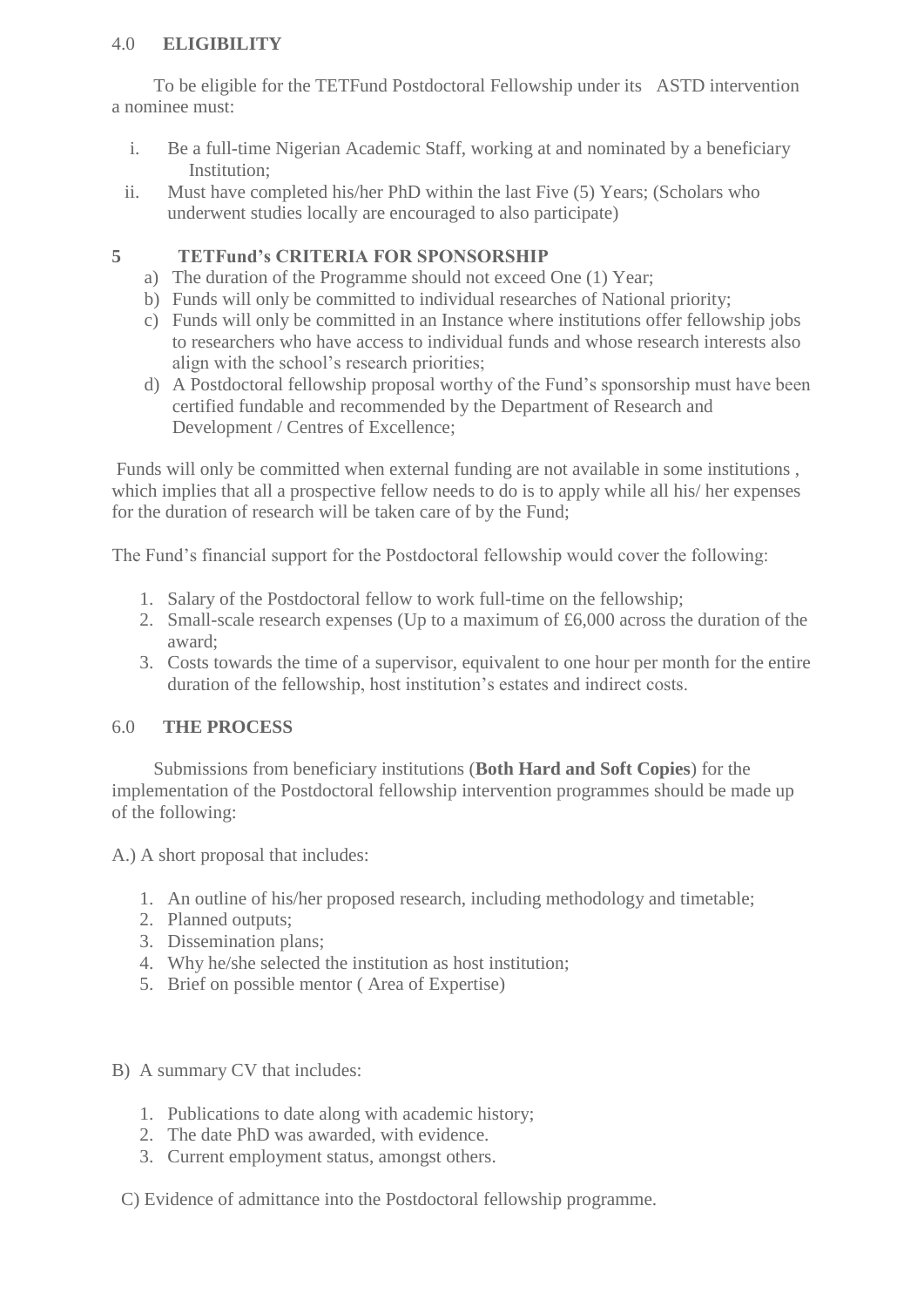## 4.0 ELIGIBILITY

To be eligible for the TETFund Postdoctoral Fellowship under its ASTD intervention a nominee must:

i. Be a full-time Nigerian Academic Staff, working at and nominated by a beneficiary Institution;
ii. Must have completed his/her PhD within the last Five (5) Years; (Scholars who underwent studies locally are encouraged to also participate)

## 5 TETFund's CRITERIA FOR SPONSORSHIP

a) The duration of the Programme should not exceed One (1) Year;
b) Funds will only be committed to individual researches of National priority;
c) Funds will only be committed in an Instance where institutions offer fellowship jobs to researchers who have access to individual funds and whose research interests also align with the school's research priorities;
d) A Postdoctoral fellowship proposal worthy of the Fund's sponsorship must have been certified fundable and recommended by the Department of Research and Development / Centres of Excellence;

Funds will only be committed when external funding are not available in some institutions , which implies that all a prospective fellow needs to do is to apply while all his/ her expenses for the duration of research will be taken care of by the Fund;

The Fund's financial support for the Postdoctoral fellowship would cover the following:

1. Salary of the Postdoctoral fellow to work full-time on the fellowship;
2. Small-scale research expenses (Up to a maximum of £6,000 across the duration of the award;
3. Costs towards the time of a supervisor, equivalent to one hour per month for the entire duration of the fellowship, host institution's estates and indirect costs.

## 6.0 THE PROCESS

Submissions from beneficiary institutions (**Both Hard and Soft Copies**) for the implementation of the Postdoctoral fellowship intervention programmes should be made up of the following:

A.) A short proposal that includes:

1. An outline of his/her proposed research, including methodology and timetable;
2. Planned outputs;
3. Dissemination plans;
4. Why he/she selected the institution as host institution;
5. Brief on possible mentor ( Area of Expertise)

B) A summary CV that includes:

1. Publications to date along with academic history;
2. The date PhD was awarded, with evidence.
3. Current employment status, amongst others.

C) Evidence of admittance into the Postdoctoral fellowship programme.